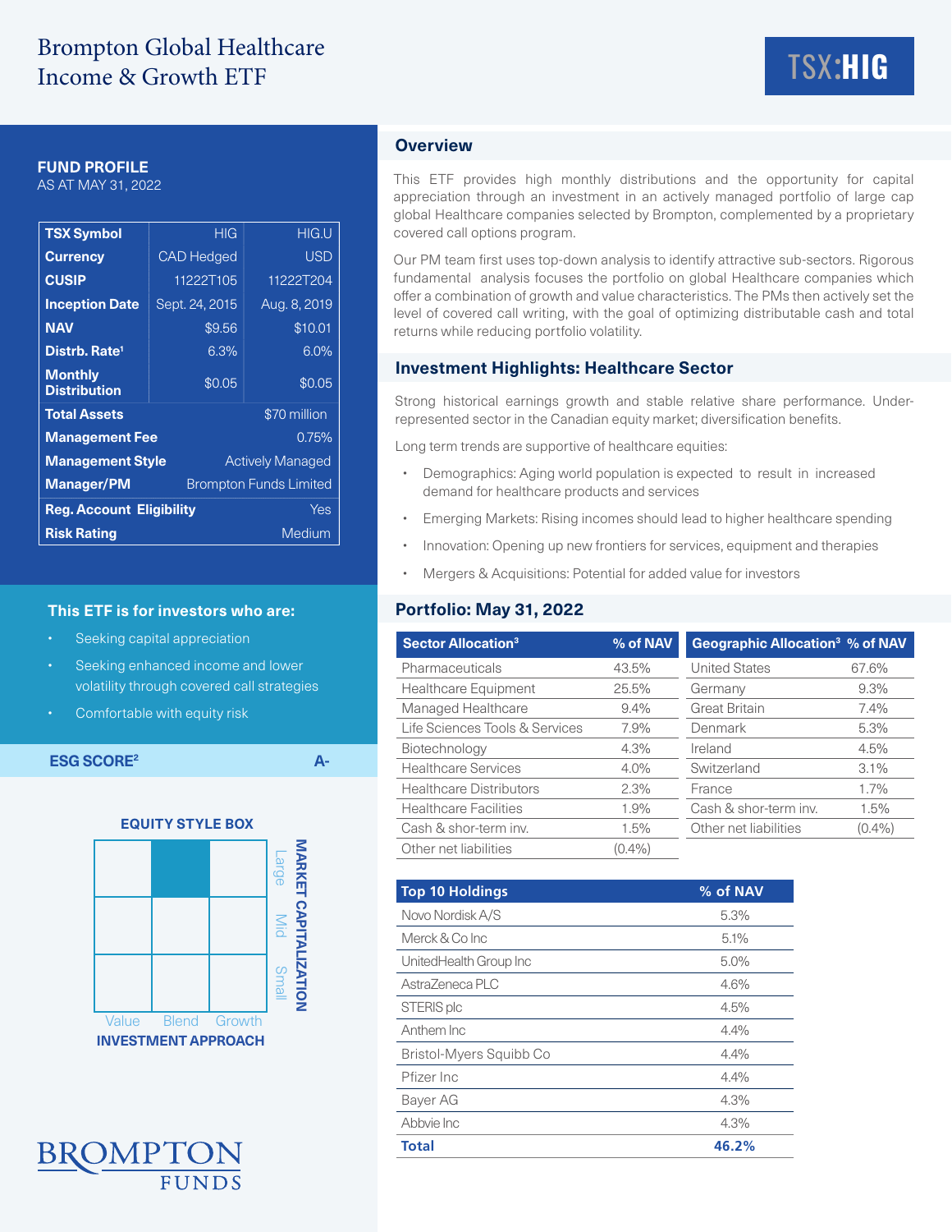# Brompton Global Healthcare Income & Growth ETF

**TSX:HIG**

## FUND PROFILE

AS AT MAY 31, 2022

| TSX Symbol | HIG | HIG.U |
|---|---|---|
| Currency | CAD Hedged | USD |
| CUSIP | 11222T105 | 11222T204 |
| Inception Date | Sept. 24, 2015 | Aug. 8, 2019 |
| NAV | $9.56 | $10.01 |
| Distrb. Rate[1] | 6.3% | 6.0% |
| Monthly Distribution | $0.05 | $0.05 |
| Total Assets | $70 million | |
| Management Fee | 0.75% | |
| Management Style | Actively Managed | |
| Manager/PM | Brompton Funds Limited | |
| Reg. Account Eligibility | Yes | |
| Risk Rating | Medium | |

### This ETF is for investors who are:

- Seeking capital appreciation
- Seeking enhanced income and lower volatility through covered call strategies
- Comfortable with equity risk

**ESG SCORE[2]** A-

### EQUITY STYLE BOX

| | Value | Blend | Growth |
|---|---|---|---|
| Large | | ■ | |
| Mid | | | |
| Small | | | |

INVESTMENT APPROACH / MARKET CAPITALIZATION

BROMPTON FUNDS

## Overview

This ETF provides high monthly distributions and the opportunity for capital appreciation through an investment in an actively managed portfolio of large cap global Healthcare companies selected by Brompton, complemented by a proprietary covered call options program.

Our PM team first uses top-down analysis to identify attractive sub-sectors. Rigorous fundamental analysis focuses the portfolio on global Healthcare companies which offer a combination of growth and value characteristics. The PMs then actively set the level of covered call writing, with the goal of optimizing distributable cash and total returns while reducing portfolio volatility.

## Investment Highlights: Healthcare Sector

Strong historical earnings growth and stable relative share performance. Under-represented sector in the Canadian equity market; diversification benefits.

Long term trends are supportive of healthcare equities:

- Demographics: Aging world population is expected to result in increased demand for healthcare products and services
- Emerging Markets: Rising incomes should lead to higher healthcare spending
- Innovation: Opening up new frontiers for services, equipment and therapies
- Mergers & Acquisitions: Potential for added value for investors

## Portfolio: May 31, 2022

| Sector Allocation[3] | % of NAV |
|---|---|
| Pharmaceuticals | 43.5% |
| Healthcare Equipment | 25.5% |
| Managed Healthcare | 9.4% |
| Life Sciences Tools & Services | 7.9% |
| Biotechnology | 4.3% |
| Healthcare Services | 4.0% |
| Healthcare Distributors | 2.3% |
| Healthcare Facilities | 1.9% |
| Cash & shor-term inv. | 1.5% |
| Other net liabilities | (0.4%) |

| Geographic Allocation[3] | % of NAV |
|---|---|
| United States | 67.6% |
| Germany | 9.3% |
| Great Britain | 7.4% |
| Denmark | 5.3% |
| Ireland | 4.5% |
| Switzerland | 3.1% |
| France | 1.7% |
| Cash & shor-term inv. | 1.5% |
| Other net liabilities | (0.4%) |

| Top 10 Holdings | % of NAV |
|---|---|
| Novo Nordisk A/S | 5.3% |
| Merck & Co Inc | 5.1% |
| UnitedHealth Group Inc | 5.0% |
| AstraZeneca PLC | 4.6% |
| STERIS plc | 4.5% |
| Anthem Inc | 4.4% |
| Bristol-Myers Squibb Co | 4.4% |
| Pfizer Inc | 4.4% |
| Bayer AG | 4.3% |
| Abbvie Inc | 4.3% |
| **Total** | **46.2%** |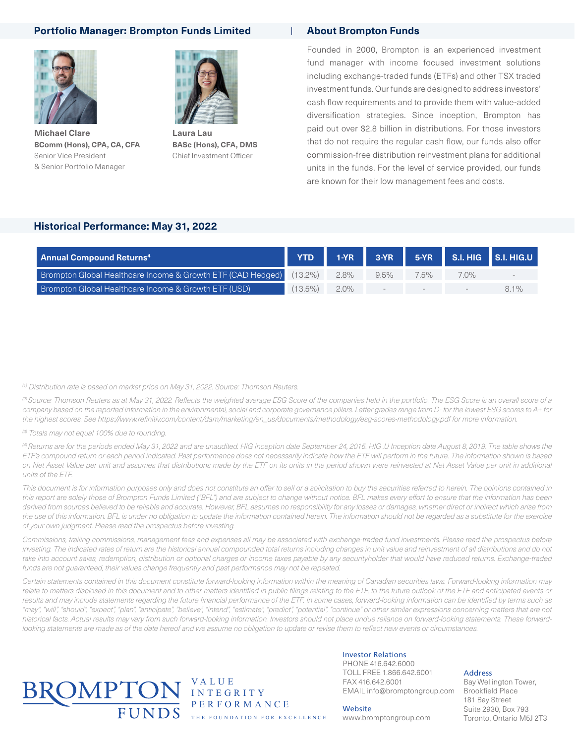## Portfolio Manager: Brompton Funds Limited

**Michael Clare**
**BComm (Hons), CPA, CA, CFA**
Senior Vice President
& Senior Portfolio Manager

**Laura Lau**
**BASc (Hons), CFA, DMS**
Chief Investment Officer

## About Brompton Funds

Founded in 2000, Brompton is an experienced investment fund manager with income focused investment solutions including exchange-traded funds (ETFs) and other TSX traded investment funds. Our funds are designed to address investors' cash flow requirements and to provide them with value-added diversification strategies. Since inception, Brompton has paid out over $2.8 billion in distributions. For those investors that do not require the regular cash flow, our funds also offer commission-free distribution reinvestment plans for additional units in the funds. For the level of service provided, our funds are known for their low management fees and costs.

## Historical Performance: May 31, 2022

| Annual Compound Returns[4] | YTD | 1-YR | 3-YR | 5-YR | S.I. HIG | S.I. HIG.U |
|---|---|---|---|---|---|---|
| Brompton Global Healthcare Income & Growth ETF (CAD Hedged) | (13.2%) | 2.8% | 9.5% | 7.5% | 7.0% | - |
| Brompton Global Healthcare Income & Growth ETF (USD) | (13.5%) | 2.0% | - | - | - | 8.1% |

*(1) Distribution rate is based on market price on May 31, 2022. Source: Thomson Reuters.*

*(2) Source: Thomson Reuters as at May 31, 2022. Reflects the weighted average ESG Score of the companies held in the portfolio. The ESG Score is an overall score of a company based on the reported information in the environmental, social and corporate governance pillars. Letter grades range from D- for the lowest ESG scores to A+ for the highest scores. See https://www.refinitiv.com/content/dam/marketing/en_us/documents/methodology/esg-scores-methodology.pdf for more information.*

*(3) Totals may not equal 100% due to rounding.*

*(4) Returns are for the periods ended May 31, 2022 and are unaudited. HIG Inception date September 24, 2015. HIG .U Inception date August 8, 2019. The table shows the ETF's compound return or each period indicated. Past performance does not necessarily indicate how the ETF will perform in the future. The information shown is based on Net Asset Value per unit and assumes that distributions made by the ETF on its units in the period shown were reinvested at Net Asset Value per unit in additional units of the ETF.*

*This document is for information purposes only and does not constitute an offer to sell or a solicitation to buy the securities referred to herein. The opinions contained in this report are solely those of Brompton Funds Limited ("BFL") and are subject to change without notice. BFL makes every effort to ensure that the information has been derived from sources believed to be reliable and accurate. However, BFL assumes no responsibility for any losses or damages, whether direct or indirect which arise from the use of this information. BFL is under no obligation to update the information contained herein. The information should not be regarded as a substitute for the exercise of your own judgment. Please read the prospectus before investing.*

*Commissions, trailing commissions, management fees and expenses all may be associated with exchange-traded fund investments. Please read the prospectus before investing. The indicated rates of return are the historical annual compounded total returns including changes in unit value and reinvestment of all distributions and do not take into account sales, redemption, distribution or optional charges or income taxes payable by any securityholder that would have reduced returns. Exchange-traded funds are not guaranteed, their values change frequently and past performance may not be repeated.*

*Certain statements contained in this document constitute forward-looking information within the meaning of Canadian securities laws. Forward-looking information may relate to matters disclosed in this document and to other matters identified in public filings relating to the ETF, to the future outlook of the ETF and anticipated events or results and may include statements regarding the future financial performance of the ETF. In some cases, forward-looking information can be identified by terms such as "may", "will", "should", "expect", "plan", "anticipate", "believe", "intend", "estimate", "predict", "potential", "continue" or other similar expressions concerning matters that are not historical facts. Actual results may vary from such forward-looking information. Investors should not place undue reliance on forward-looking statements. These forward-looking statements are made as of the date hereof and we assume no obligation to update or revise them to reflect new events or circumstances.*

BROMPTON FUNDS

VALUE
INTEGRITY
PERFORMANCE
THE FOUNDATION FOR EXCELLENCE

**Investor Relations**
PHONE 416.642.6000
TOLL FREE 1.866.642.6001
FAX 416.642.6001
EMAIL info@bromptongroup.com

**Website**
www.bromptongroup.com

**Address**
Bay Wellington Tower,
Brookfield Place
181 Bay Street
Suite 2930, Box 793
Toronto, Ontario M5J 2T3